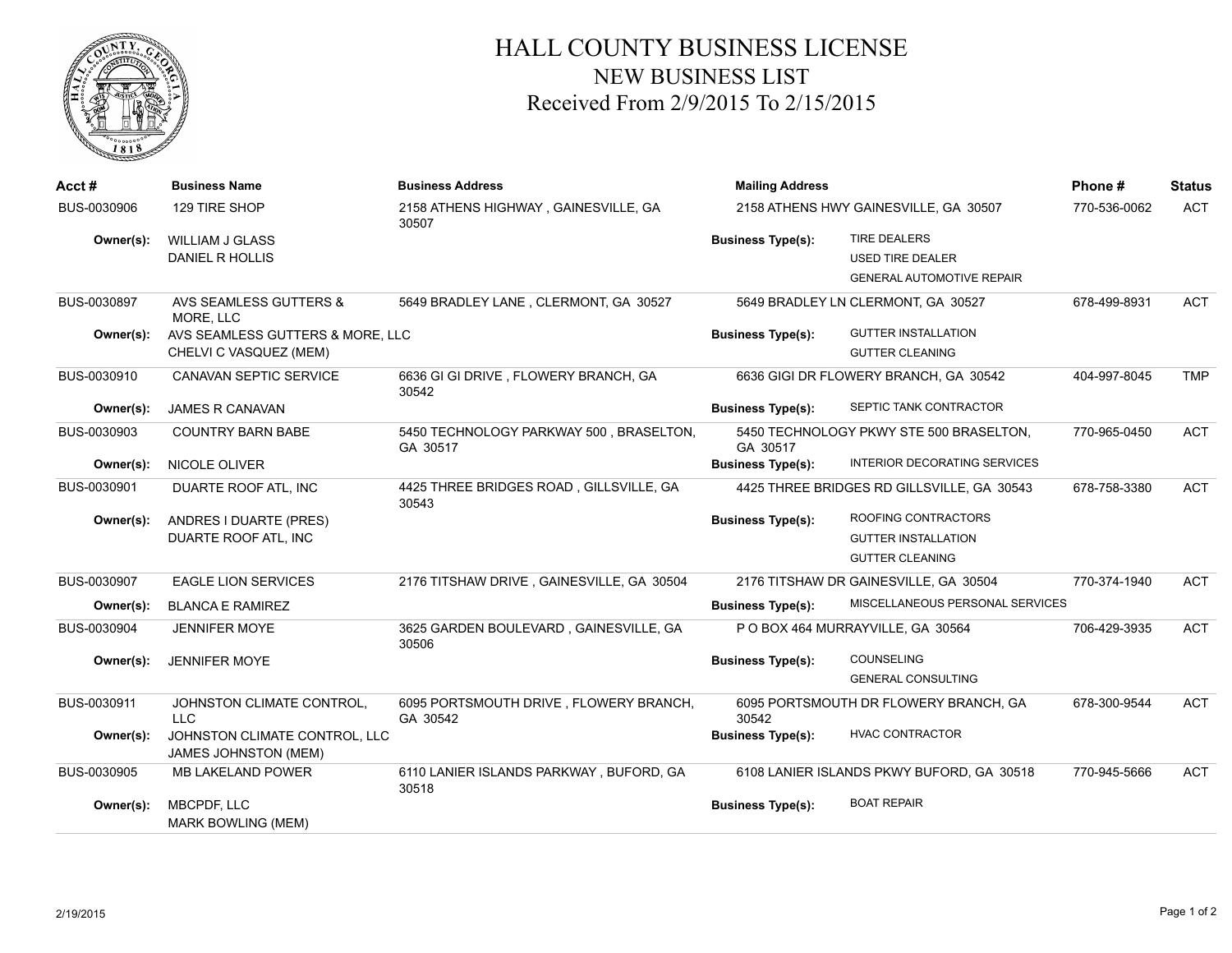# HALL COUNTY BUSINESS LICENSE

## NEW BUSINESS LIST

### Received From 2/9/2015 To 2/15/2015

| Acct # | Business Name | Business Address | Mailing Address | | Phone # | Status |
|---|---|---|---|---|---|---|
| BUS-0030906 | 129 TIRE SHOP | 2158 ATHENS HIGHWAY , GAINESVILLE, GA 30507 | 2158 ATHENS HWY GAINESVILLE, GA 30507 | | 770-536-0062 | ACT |
| Owner(s): | WILLIAM J GLASS<br>DANIEL R HOLLIS | | Business Type(s): | TIRE DEALERS<br>USED TIRE DEALER<br>GENERAL AUTOMOTIVE REPAIR | | |
| BUS-0030897 | AVS SEAMLESS GUTTERS & MORE, LLC | 5649 BRADLEY LANE , CLERMONT, GA 30527 | 5649 BRADLEY LN CLERMONT, GA 30527 | | 678-499-8931 | ACT |
| Owner(s): | AVS SEAMLESS GUTTERS & MORE, LLC<br>CHELVI C VASQUEZ (MEM) | | Business Type(s): | GUTTER INSTALLATION<br>GUTTER CLEANING | | |
| BUS-0030910 | CANAVAN SEPTIC SERVICE | 6636 GI GI DRIVE , FLOWERY BRANCH, GA 30542 | 6636 GIGI DR FLOWERY BRANCH, GA 30542 | | 404-997-8045 | TMP |
| Owner(s): | JAMES R CANAVAN | | Business Type(s): | SEPTIC TANK CONTRACTOR | | |
| BUS-0030903 | COUNTRY BARN BABE | 5450 TECHNOLOGY PARKWAY 500 , BRASELTON, GA 30517 | 5450 TECHNOLOGY PKWY STE 500 BRASELTON, GA 30517 | | 770-965-0450 | ACT |
| Owner(s): | NICOLE OLIVER | | Business Type(s): | INTERIOR DECORATING SERVICES | | |
| BUS-0030901 | DUARTE ROOF ATL, INC | 4425 THREE BRIDGES ROAD , GILLSVILLE, GA 30543 | 4425 THREE BRIDGES RD GILLSVILLE, GA 30543 | | 678-758-3380 | ACT |
| Owner(s): | ANDRES I DUARTE (PRES)<br>DUARTE ROOF ATL, INC | | Business Type(s): | ROOFING CONTRACTORS<br>GUTTER INSTALLATION<br>GUTTER CLEANING | | |
| BUS-0030907 | EAGLE LION SERVICES | 2176 TITSHAW DRIVE , GAINESVILLE, GA 30504 | 2176 TITSHAW DR GAINESVILLE, GA 30504 | | 770-374-1940 | ACT |
| Owner(s): | BLANCA E RAMIREZ | | Business Type(s): | MISCELLANEOUS PERSONAL SERVICES | | |
| BUS-0030904 | JENNIFER MOYE | 3625 GARDEN BOULEVARD , GAINESVILLE, GA 30506 | P O BOX 464 MURRAYVILLE, GA 30564 | | 706-429-3935 | ACT |
| Owner(s): | JENNIFER MOYE | | Business Type(s): | COUNSELING<br>GENERAL CONSULTING | | |
| BUS-0030911 | JOHNSTON CLIMATE CONTROL, LLC | 6095 PORTSMOUTH DRIVE , FLOWERY BRANCH, GA 30542 | 6095 PORTSMOUTH DR FLOWERY BRANCH, GA 30542 | | 678-300-9544 | ACT |
| Owner(s): | JOHNSTON CLIMATE CONTROL, LLC<br>JAMES JOHNSTON (MEM) | | Business Type(s): | HVAC CONTRACTOR | | |
| BUS-0030905 | MB LAKELAND POWER | 6110 LANIER ISLANDS PARKWAY , BUFORD, GA 30518 | 6108 LANIER ISLANDS PKWY BUFORD, GA 30518 | | 770-945-5666 | ACT |
| Owner(s): | MBCPDF, LLC<br>MARK BOWLING (MEM) | | Business Type(s): | BOAT REPAIR | | |

2/19/2015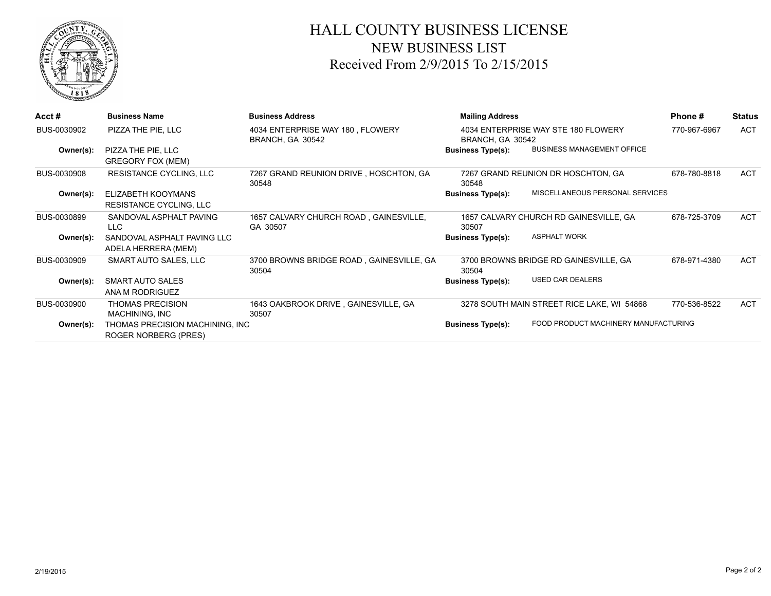# HALL COUNTY BUSINESS LICENSE
## NEW BUSINESS LIST
### Received From 2/9/2015 To 2/15/2015

| Acct # | Business Name | Business Address | Mailing Address | | Phone # | Status |
|---|---|---|---|---|---|---|
| BUS-0030902 | PIZZA THE PIE, LLC | 4034 ENTERPRISE WAY 180 , FLOWERY BRANCH, GA 30542 | 4034 ENTERPRISE WAY STE 180 FLOWERY BRANCH, GA 30542 | | 770-967-6967 | ACT |
| **Owner(s):** | PIZZA THE PIE, LLC<br>GREGORY FOX (MEM) | | **Business Type(s):** | BUSINESS MANAGEMENT OFFICE | | |
| BUS-0030908 | RESISTANCE CYCLING, LLC | 7267 GRAND REUNION DRIVE , HOSCHTON, GA 30548 | 7267 GRAND REUNION DR HOSCHTON, GA 30548 | | 678-780-8818 | ACT |
| **Owner(s):** | ELIZABETH KOOYMANS<br>RESISTANCE CYCLING, LLC | | **Business Type(s):** | MISCELLANEOUS PERSONAL SERVICES | | |
| BUS-0030899 | SANDOVAL ASPHALT PAVING LLC | 1657 CALVARY CHURCH ROAD , GAINESVILLE, GA 30507 | 1657 CALVARY CHURCH RD GAINESVILLE, GA 30507 | | 678-725-3709 | ACT |
| **Owner(s):** | SANDOVAL ASPHALT PAVING LLC<br>ADELA HERRERA (MEM) | | **Business Type(s):** | ASPHALT WORK | | |
| BUS-0030909 | SMART AUTO SALES, LLC | 3700 BROWNS BRIDGE ROAD , GAINESVILLE, GA 30504 | 3700 BROWNS BRIDGE RD GAINESVILLE, GA 30504 | | 678-971-4380 | ACT |
| **Owner(s):** | SMART AUTO SALES<br>ANA M RODRIGUEZ | | **Business Type(s):** | USED CAR DEALERS | | |
| BUS-0030900 | THOMAS PRECISION MACHINING, INC | 1643 OAKBROOK DRIVE , GAINESVILLE, GA 30507 | 3278 SOUTH MAIN STREET RICE LAKE, WI 54868 | | 770-536-8522 | ACT |
| **Owner(s):** | THOMAS PRECISION MACHINING, INC<br>ROGER NORBERG (PRES) | | **Business Type(s):** | FOOD PRODUCT MACHINERY MANUFACTURING | | |

2/19/2015